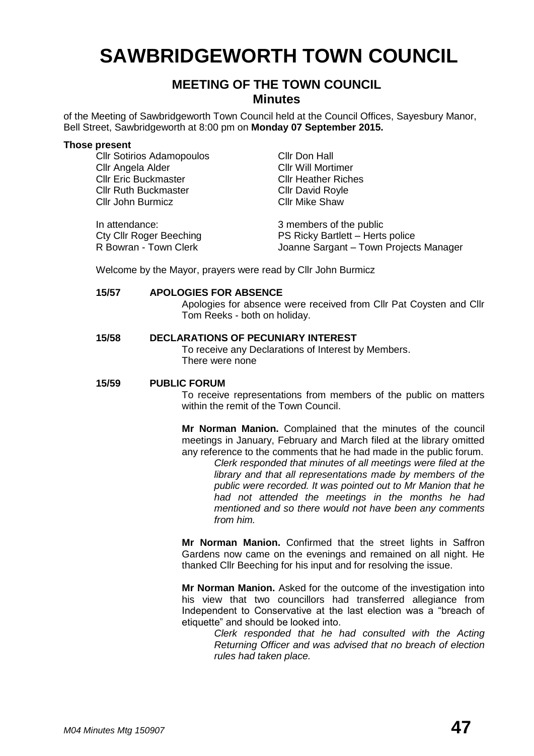# SAWBRIDGEWORTH TOWN COUNCIL

## MEETING OF THE TOWN COUNCIL

### Minutes

of the Meeting of Sawbridgeworth Town Council held at the Council Offices, Sayesbury Manor, Bell Street, Sawbridgeworth at 8:00 pm on **Monday 07 September 2015.**

**Those present**

| | |
|---|---|
| Cllr Sotirios Adamopoulos | Cllr Don Hall |
| Cllr Angela Alder | Cllr Will Mortimer |
| Cllr Eric Buckmaster | Cllr Heather Riches |
| Cllr Ruth Buckmaster | Cllr David Royle |
| Cllr John Burmicz | Cllr Mike Shaw |

| | |
|---|---|
| In attendance: | 3 members of the public |
| Cty Cllr Roger Beeching | PS Ricky Bartlett – Herts police |
| R Bowran - Town Clerk | Joanne Sargant – Town Projects Manager |

Welcome by the Mayor, prayers were read by Cllr John Burmicz

**15/57 APOLOGIES FOR ABSENCE**

Apologies for absence were received from Cllr Pat Coysten and Cllr Tom Reeks - both on holiday.

**15/58 DECLARATIONS OF PECUNIARY INTEREST**

To receive any Declarations of Interest by Members.
There were none

**15/59 PUBLIC FORUM**

To receive representations from members of the public on matters within the remit of the Town Council.

**Mr Norman Manion.** Complained that the minutes of the council meetings in January, February and March filed at the library omitted any reference to the comments that he had made in the public forum.

> *Clerk responded that minutes of all meetings were filed at the library and that all representations made by members of the public were recorded. It was pointed out to Mr Manion that he had not attended the meetings in the months he had mentioned and so there would not have been any comments from him.*

**Mr Norman Manion.** Confirmed that the street lights in Saffron Gardens now came on the evenings and remained on all night. He thanked Cllr Beeching for his input and for resolving the issue.

**Mr Norman Manion.** Asked for the outcome of the investigation into his view that two councillors had transferred allegiance from Independent to Conservative at the last election was a "breach of etiquette" and should be looked into.

> *Clerk responded that he had consulted with the Acting Returning Officer and was advised that no breach of election rules had taken place.*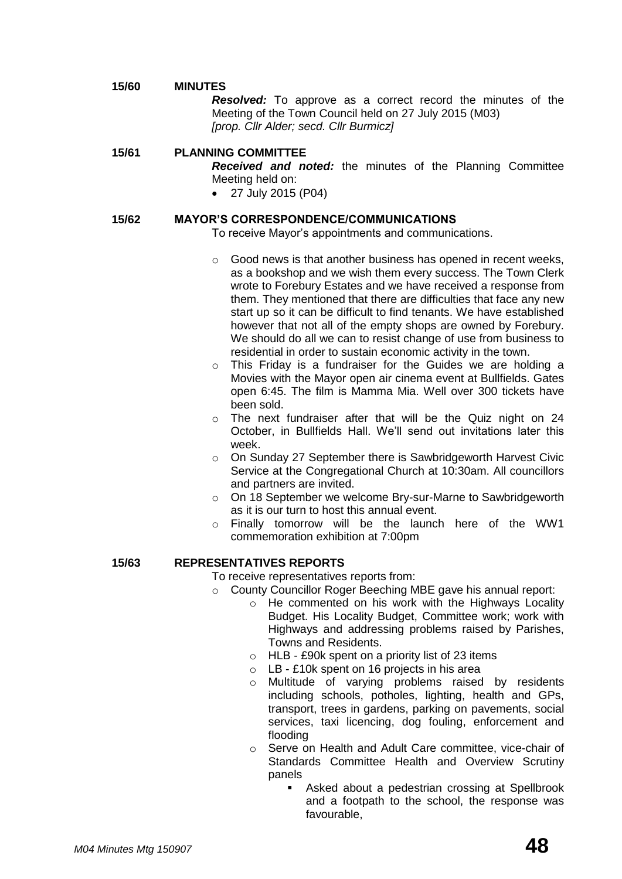**15/60 MINUTES**

***Resolved:*** To approve as a correct record the minutes of the Meeting of the Town Council held on 27 July 2015 (M03) *[prop. Cllr Alder; secd. Cllr Burmicz]*

**15/61 PLANNING COMMITTEE**

***Received and noted:*** the minutes of the Planning Committee Meeting held on:

- 27 July 2015 (P04)

**15/62 MAYOR'S CORRESPONDENCE/COMMUNICATIONS**

To receive Mayor's appointments and communications.

- Good news is that another business has opened in recent weeks, as a bookshop and we wish them every success. The Town Clerk wrote to Forebury Estates and we have received a response from them. They mentioned that there are difficulties that face any new start up so it can be difficult to find tenants. We have established however that not all of the empty shops are owned by Forebury. We should do all we can to resist change of use from business to residential in order to sustain economic activity in the town.
- This Friday is a fundraiser for the Guides we are holding a Movies with the Mayor open air cinema event at Bullfields. Gates open 6:45. The film is Mamma Mia. Well over 300 tickets have been sold.
- The next fundraiser after that will be the Quiz night on 24 October, in Bullfields Hall. We'll send out invitations later this week.
- On Sunday 27 September there is Sawbridgeworth Harvest Civic Service at the Congregational Church at 10:30am. All councillors and partners are invited.
- On 18 September we welcome Bry-sur-Marne to Sawbridgeworth as it is our turn to host this annual event.
- Finally tomorrow will be the launch here of the WW1 commemoration exhibition at 7:00pm

**15/63 REPRESENTATIVES REPORTS**

To receive representatives reports from:

- County Councillor Roger Beeching MBE gave his annual report:
  - He commented on his work with the Highways Locality Budget. His Locality Budget, Committee work; work with Highways and addressing problems raised by Parishes, Towns and Residents.
  - HLB - £90k spent on a priority list of 23 items
  - LB - £10k spent on 16 projects in his area
  - Multitude of varying problems raised by residents including schools, potholes, lighting, health and GPs, transport, trees in gardens, parking on pavements, social services, taxi licencing, dog fouling, enforcement and flooding
  - Serve on Health and Adult Care committee, vice-chair of Standards Committee Health and Overview Scrutiny panels
    - Asked about a pedestrian crossing at Spellbrook and a footpath to the school, the response was favourable,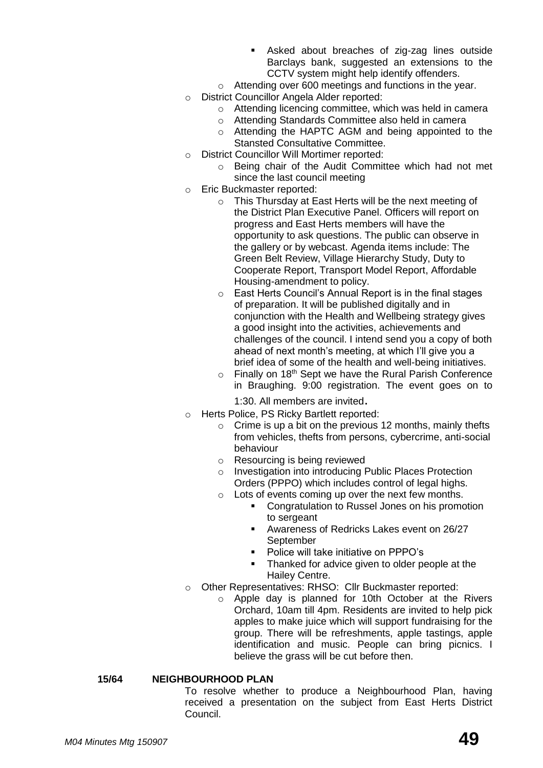- Asked about breaches of zig-zag lines outside Barclays bank, suggested an extensions to the CCTV system might help identify offenders.
    - Attending over 600 meetings and functions in the year.
- District Councillor Angela Alder reported:
    - Attending licencing committee, which was held in camera
    - Attending Standards Committee also held in camera
    - Attending the HAPTC AGM and being appointed to the Stansted Consultative Committee.
- District Councillor Will Mortimer reported:
    - Being chair of the Audit Committee which had not met since the last council meeting
- Eric Buckmaster reported:
    - This Thursday at East Herts will be the next meeting of the District Plan Executive Panel. Officers will report on progress and East Herts members will have the opportunity to ask questions. The public can observe in the gallery or by webcast. Agenda items include: The Green Belt Review, Village Hierarchy Study, Duty to Cooperate Report, Transport Model Report, Affordable Housing-amendment to policy.
    - East Herts Council's Annual Report is in the final stages of preparation. It will be published digitally and in conjunction with the Health and Wellbeing strategy gives a good insight into the activities, achievements and challenges of the council. I intend send you a copy of both ahead of next month's meeting, at which I'll give you a brief idea of some of the health and well-being initiatives.
    - Finally on 18th Sept we have the Rural Parish Conference in Braughing. 9:00 registration. The event goes on to 1:30. All members are invited.
- Herts Police, PS Ricky Bartlett reported:
    - Crime is up a bit on the previous 12 months, mainly thefts from vehicles, thefts from persons, cybercrime, anti-social behaviour
    - Resourcing is being reviewed
    - Investigation into introducing Public Places Protection Orders (PPPO) which includes control of legal highs.
    - Lots of events coming up over the next few months.
        - Congratulation to Russel Jones on his promotion to sergeant
        - Awareness of Redricks Lakes event on 26/27 September
        - Police will take initiative on PPPO's
        - Thanked for advice given to older people at the Hailey Centre.
- Other Representatives: RHSO: Cllr Buckmaster reported:
    - Apple day is planned for 10th October at the Rivers Orchard, 10am till 4pm. Residents are invited to help pick apples to make juice which will support fundraising for the group. There will be refreshments, apple tastings, apple identification and music. People can bring picnics. I believe the grass will be cut before then.

**15/64 NEIGHBOURHOOD PLAN**

To resolve whether to produce a Neighbourhood Plan, having received a presentation on the subject from East Herts District Council.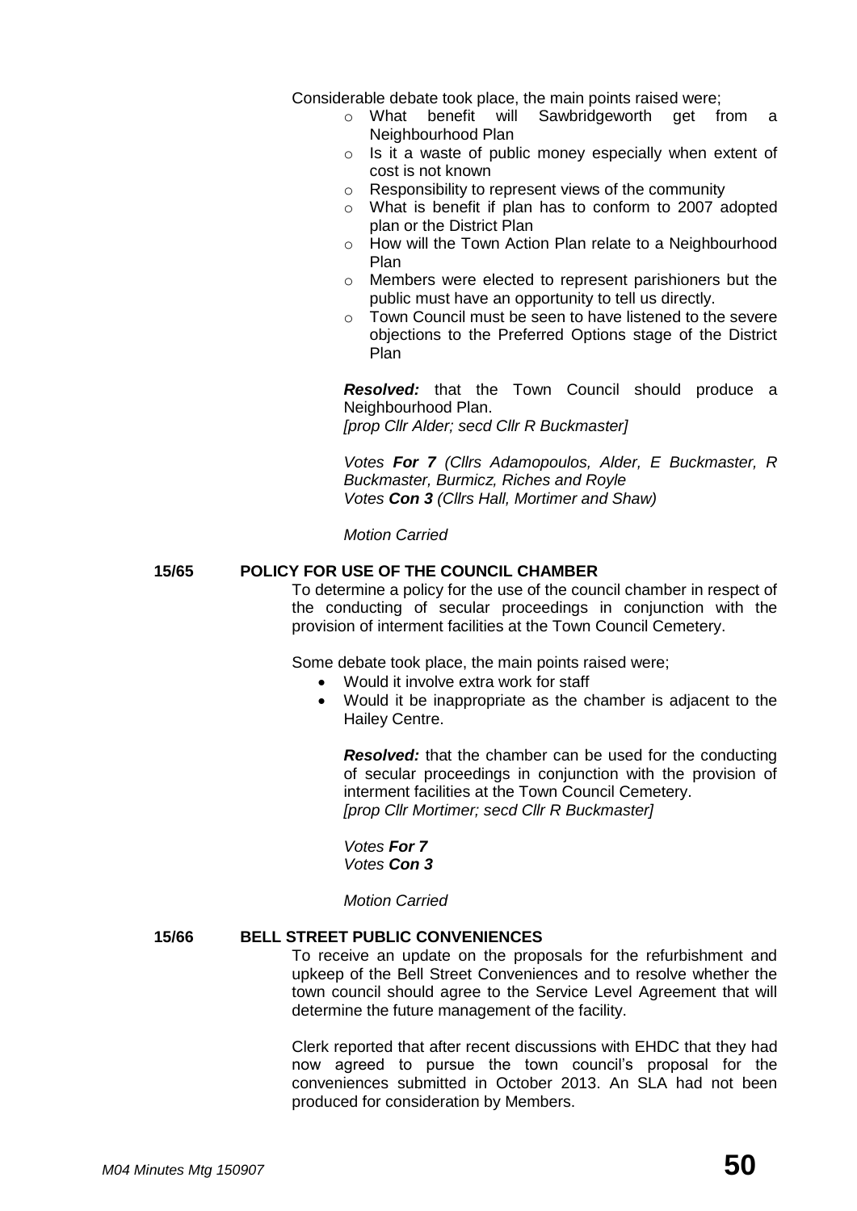Considerable debate took place, the main points raised were;

- What benefit will Sawbridgeworth get from a Neighbourhood Plan
- Is it a waste of public money especially when extent of cost is not known
- Responsibility to represent views of the community
- What is benefit if plan has to conform to 2007 adopted plan or the District Plan
- How will the Town Action Plan relate to a Neighbourhood Plan
- Members were elected to represent parishioners but the public must have an opportunity to tell us directly.
- Town Council must be seen to have listened to the severe objections to the Preferred Options stage of the District Plan

***Resolved:*** that the Town Council should produce a Neighbourhood Plan.
*[prop Cllr Alder; secd Cllr R Buckmaster]*

*Votes **For 7** (Cllrs Adamopoulos, Alder, E Buckmaster, R Buckmaster, Burmicz, Riches and Royle*
*Votes **Con 3** (Cllrs Hall, Mortimer and Shaw)*

*Motion Carried*

**15/65 POLICY FOR USE OF THE COUNCIL CHAMBER**

To determine a policy for the use of the council chamber in respect of the conducting of secular proceedings in conjunction with the provision of interment facilities at the Town Council Cemetery.

Some debate took place, the main points raised were;

- Would it involve extra work for staff
- Would it be inappropriate as the chamber is adjacent to the Hailey Centre.

***Resolved:*** that the chamber can be used for the conducting of secular proceedings in conjunction with the provision of interment facilities at the Town Council Cemetery.
*[prop Cllr Mortimer; secd Cllr R Buckmaster]*

*Votes **For 7***
*Votes **Con 3***

*Motion Carried*

**15/66 BELL STREET PUBLIC CONVENIENCES**

To receive an update on the proposals for the refurbishment and upkeep of the Bell Street Conveniences and to resolve whether the town council should agree to the Service Level Agreement that will determine the future management of the facility.

Clerk reported that after recent discussions with EHDC that they had now agreed to pursue the town council's proposal for the conveniences submitted in October 2013. An SLA had not been produced for consideration by Members.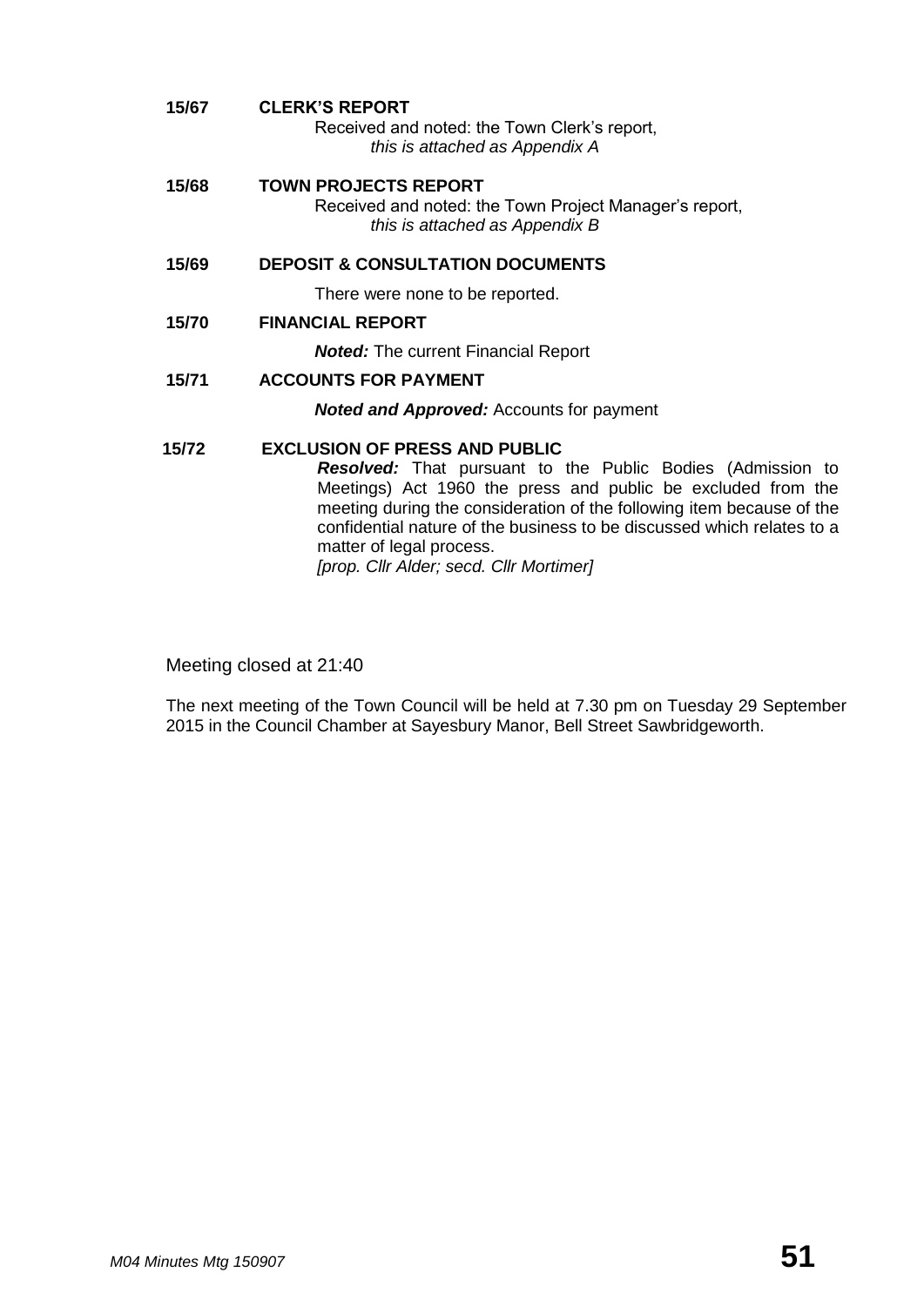**15/67 CLERK'S REPORT**

Received and noted: the Town Clerk's report,
*this is attached as Appendix A*

**15/68 TOWN PROJECTS REPORT**

Received and noted: the Town Project Manager's report,
*this is attached as Appendix B*

**15/69 DEPOSIT & CONSULTATION DOCUMENTS**

There were none to be reported.

**15/70 FINANCIAL REPORT**

***Noted:*** The current Financial Report

**15/71 ACCOUNTS FOR PAYMENT**

***Noted and Approved:*** Accounts for payment

**15/72 EXCLUSION OF PRESS AND PUBLIC**

***Resolved:*** That pursuant to the Public Bodies (Admission to Meetings) Act 1960 the press and public be excluded from the meeting during the consideration of the following item because of the confidential nature of the business to be discussed which relates to a matter of legal process.
*[prop. Cllr Alder; secd. Cllr Mortimer]*

Meeting closed at 21:40

The next meeting of the Town Council will be held at 7.30 pm on Tuesday 29 September 2015 in the Council Chamber at Sayesbury Manor, Bell Street Sawbridgeworth.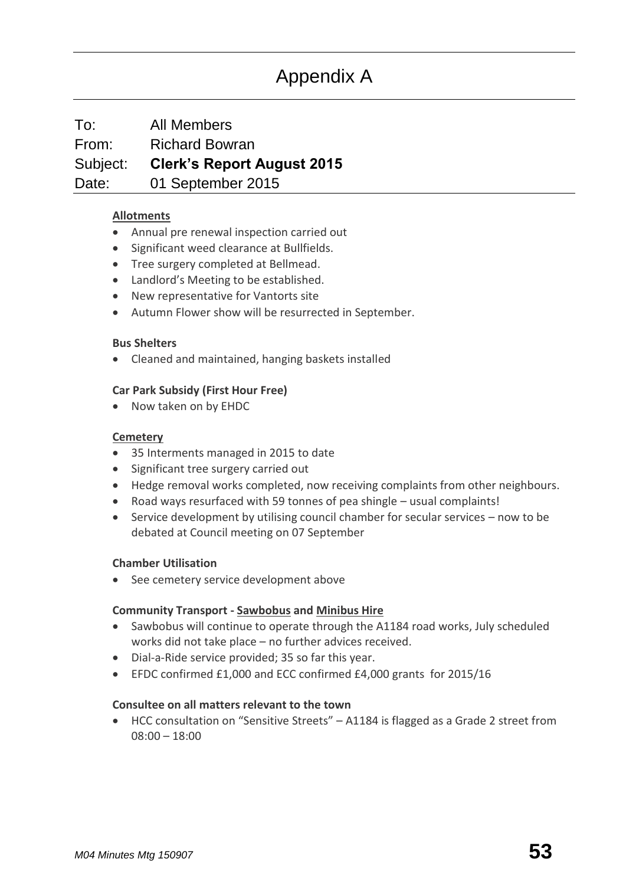# Appendix A

To: All Members
From: Richard Bowran
Subject: **Clerk's Report August 2015**
Date: 01 September 2015

**Allotments**

- Annual pre renewal inspection carried out
- Significant weed clearance at Bullfields.
- Tree surgery completed at Bellmead.
- Landlord's Meeting to be established.
- New representative for Vantorts site
- Autumn Flower show will be resurrected in September.

**Bus Shelters**

- Cleaned and maintained, hanging baskets installed

**Car Park Subsidy (First Hour Free)**

- Now taken on by EHDC

**Cemetery**

- 35 Interments managed in 2015 to date
- Significant tree surgery carried out
- Hedge removal works completed, now receiving complaints from other neighbours.
- Road ways resurfaced with 59 tonnes of pea shingle – usual complaints!
- Service development by utilising council chamber for secular services – now to be debated at Council meeting on 07 September

**Chamber Utilisation**

- See cemetery service development above

**Community Transport - Sawbobus and Minibus Hire**

- Sawbobus will continue to operate through the A1184 road works, July scheduled works did not take place – no further advices received.
- Dial-a-Ride service provided; 35 so far this year.
- EFDC confirmed £1,000 and ECC confirmed £4,000 grants for 2015/16

**Consultee on all matters relevant to the town**

- HCC consultation on "Sensitive Streets" – A1184 is flagged as a Grade 2 street from 08:00 – 18:00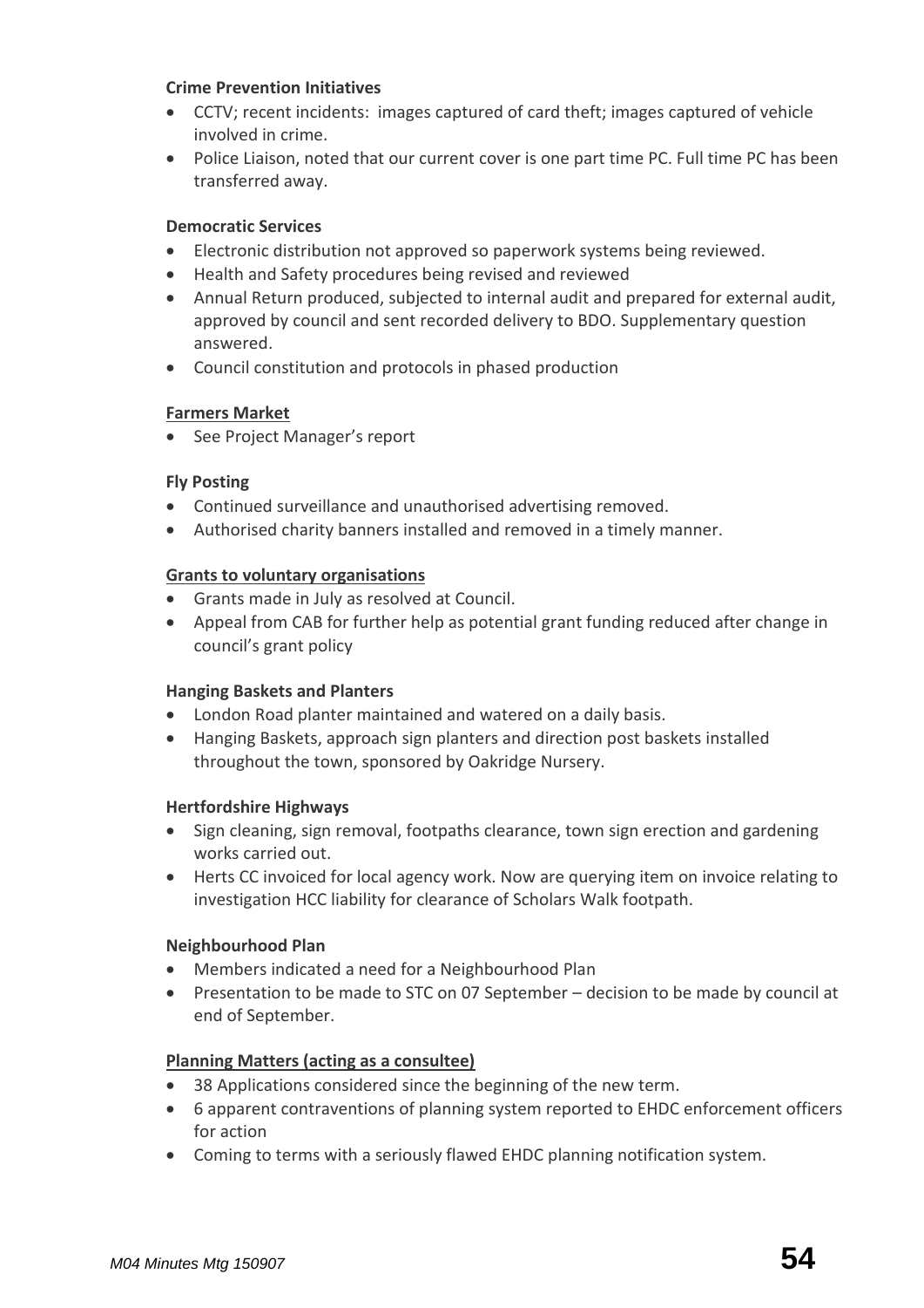**Crime Prevention Initiatives**

- CCTV; recent incidents: images captured of card theft; images captured of vehicle involved in crime.
- Police Liaison, noted that our current cover is one part time PC. Full time PC has been transferred away.

**Democratic Services**

- Electronic distribution not approved so paperwork systems being reviewed.
- Health and Safety procedures being revised and reviewed
- Annual Return produced, subjected to internal audit and prepared for external audit, approved by council and sent recorded delivery to BDO. Supplementary question answered.
- Council constitution and protocols in phased production

**Farmers Market**

- See Project Manager's report

**Fly Posting**

- Continued surveillance and unauthorised advertising removed.
- Authorised charity banners installed and removed in a timely manner.

**Grants to voluntary organisations**

- Grants made in July as resolved at Council.
- Appeal from CAB for further help as potential grant funding reduced after change in council's grant policy

**Hanging Baskets and Planters**

- London Road planter maintained and watered on a daily basis.
- Hanging Baskets, approach sign planters and direction post baskets installed throughout the town, sponsored by Oakridge Nursery.

**Hertfordshire Highways**

- Sign cleaning, sign removal, footpaths clearance, town sign erection and gardening works carried out.
- Herts CC invoiced for local agency work. Now are querying item on invoice relating to investigation HCC liability for clearance of Scholars Walk footpath.

**Neighbourhood Plan**

- Members indicated a need for a Neighbourhood Plan
- Presentation to be made to STC on 07 September – decision to be made by council at end of September.

**Planning Matters (acting as a consultee)**

- 38 Applications considered since the beginning of the new term.
- 6 apparent contraventions of planning system reported to EHDC enforcement officers for action
- Coming to terms with a seriously flawed EHDC planning notification system.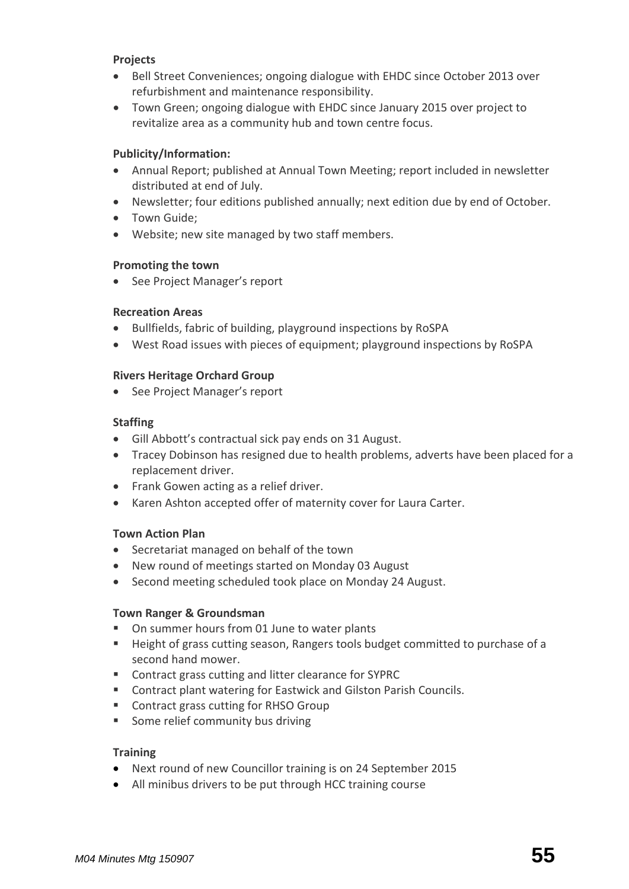**Projects**

- Bell Street Conveniences; ongoing dialogue with EHDC since October 2013 over refurbishment and maintenance responsibility.
- Town Green; ongoing dialogue with EHDC since January 2015 over project to revitalize area as a community hub and town centre focus.

**Publicity/Information:**

- Annual Report; published at Annual Town Meeting; report included in newsletter distributed at end of July.
- Newsletter; four editions published annually; next edition due by end of October.
- Town Guide;
- Website; new site managed by two staff members.

**Promoting the town**

- See Project Manager's report

**Recreation Areas**

- Bullfields, fabric of building, playground inspections by RoSPA
- West Road issues with pieces of equipment; playground inspections by RoSPA

**Rivers Heritage Orchard Group**

- See Project Manager's report

**Staffing**

- Gill Abbott's contractual sick pay ends on 31 August.
- Tracey Dobinson has resigned due to health problems, adverts have been placed for a replacement driver.
- Frank Gowen acting as a relief driver.
- Karen Ashton accepted offer of maternity cover for Laura Carter.

**Town Action Plan**

- Secretariat managed on behalf of the town
- New round of meetings started on Monday 03 August
- Second meeting scheduled took place on Monday 24 August.

**Town Ranger & Groundsman**

- On summer hours from 01 June to water plants
- Height of grass cutting season, Rangers tools budget committed to purchase of a second hand mower.
- Contract grass cutting and litter clearance for SYPRC
- Contract plant watering for Eastwick and Gilston Parish Councils.
- Contract grass cutting for RHSO Group
- Some relief community bus driving

**Training**

- Next round of new Councillor training is on 24 September 2015
- All minibus drivers to be put through HCC training course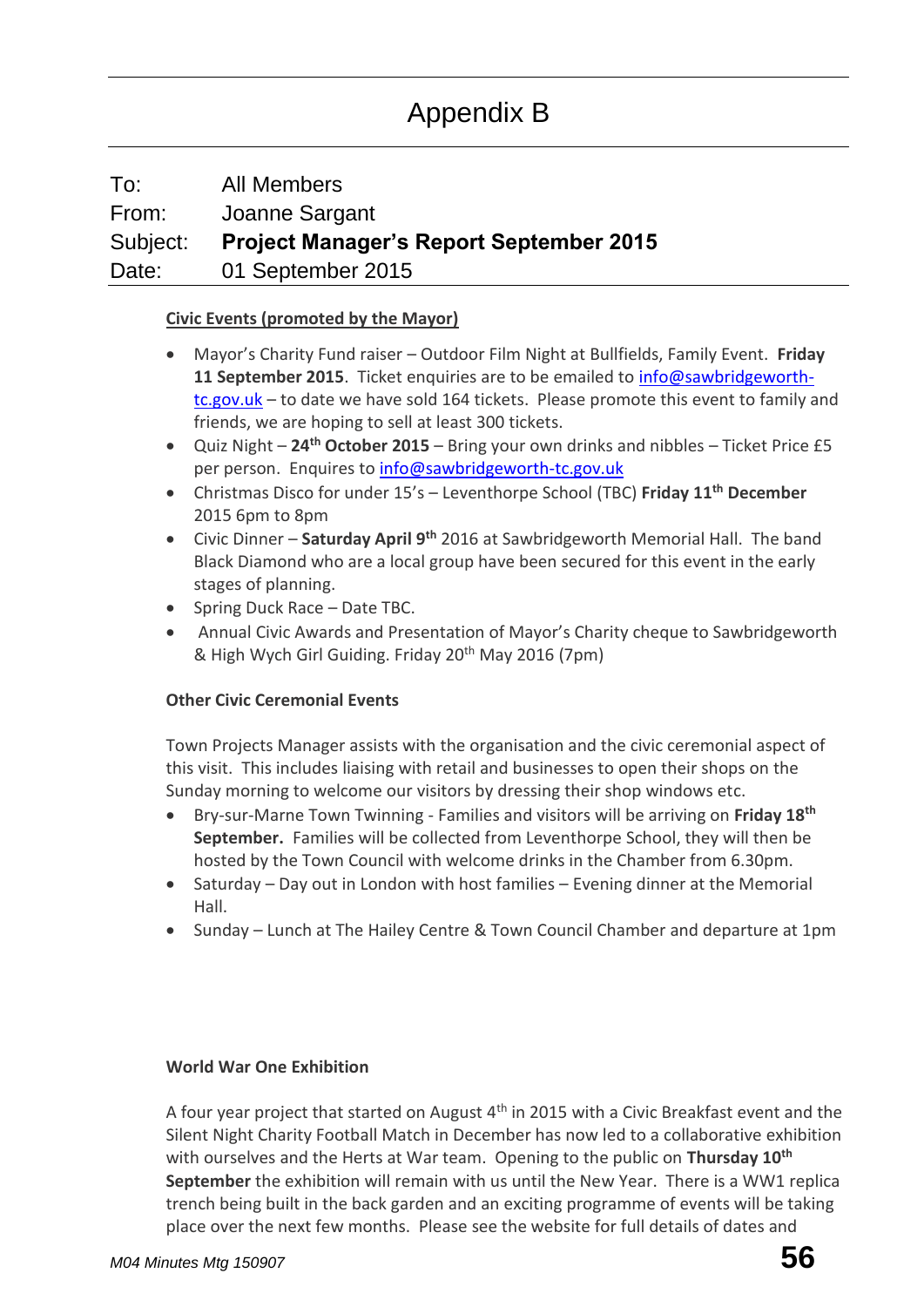# Appendix B

To: All Members
From: Joanne Sargant
Subject: **Project Manager's Report September 2015**
Date: 01 September 2015

**Civic Events (promoted by the Mayor)**

- Mayor's Charity Fund raiser – Outdoor Film Night at Bullfields, Family Event. **Friday 11 September 2015**. Ticket enquiries are to be emailed to info@sawbridgeworth-tc.gov.uk – to date we have sold 164 tickets. Please promote this event to family and friends, we are hoping to sell at least 300 tickets.
- Quiz Night – **24th October 2015** – Bring your own drinks and nibbles – Ticket Price £5 per person. Enquires to info@sawbridgeworth-tc.gov.uk
- Christmas Disco for under 15's – Leventhorpe School (TBC) **Friday 11th December** 2015 6pm to 8pm
- Civic Dinner – **Saturday April 9th** 2016 at Sawbridgeworth Memorial Hall. The band Black Diamond who are a local group have been secured for this event in the early stages of planning.
- Spring Duck Race – Date TBC.
- Annual Civic Awards and Presentation of Mayor's Charity cheque to Sawbridgeworth & High Wych Girl Guiding. Friday 20th May 2016 (7pm)

**Other Civic Ceremonial Events**

Town Projects Manager assists with the organisation and the civic ceremonial aspect of this visit. This includes liaising with retail and businesses to open their shops on the Sunday morning to welcome our visitors by dressing their shop windows etc.

- Bry-sur-Marne Town Twinning - Families and visitors will be arriving on **Friday 18th September.** Families will be collected from Leventhorpe School, they will then be hosted by the Town Council with welcome drinks in the Chamber from 6.30pm.
- Saturday – Day out in London with host families – Evening dinner at the Memorial Hall.
- Sunday – Lunch at The Hailey Centre & Town Council Chamber and departure at 1pm

**World War One Exhibition**

A four year project that started on August 4th in 2015 with a Civic Breakfast event and the Silent Night Charity Football Match in December has now led to a collaborative exhibition with ourselves and the Herts at War team. Opening to the public on **Thursday 10th September** the exhibition will remain with us until the New Year. There is a WW1 replica trench being built in the back garden and an exciting programme of events will be taking place over the next few months. Please see the website for full details of dates and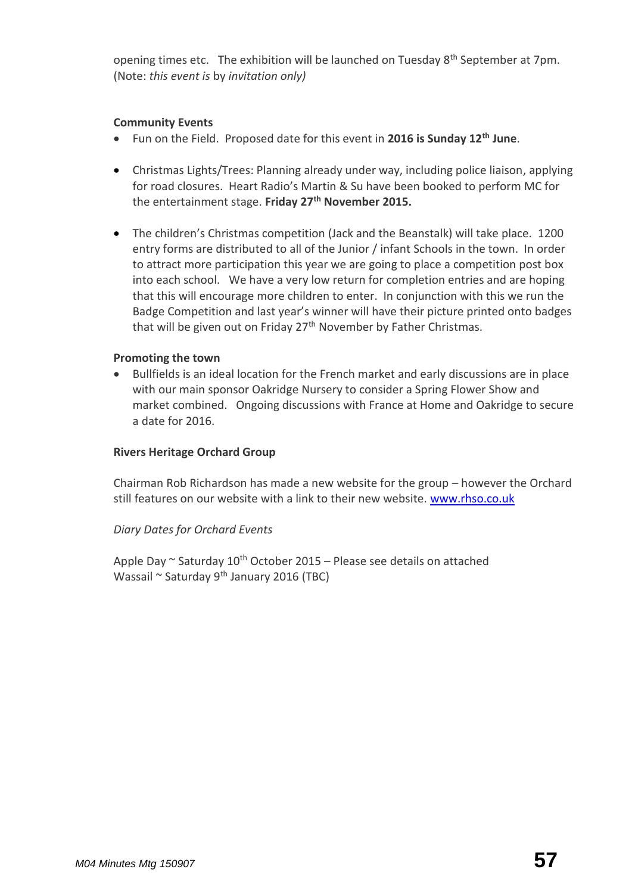opening times etc. The exhibition will be launched on Tuesday 8th September at 7pm. (Note: *this event is* by *invitation only)*

**Community Events**

- Fun on the Field. Proposed date for this event in **2016 is Sunday 12th June**.

- Christmas Lights/Trees: Planning already under way, including police liaison, applying for road closures. Heart Radio's Martin & Su have been booked to perform MC for the entertainment stage. **Friday 27th November 2015.**

- The children's Christmas competition (Jack and the Beanstalk) will take place. 1200 entry forms are distributed to all of the Junior / infant Schools in the town. In order to attract more participation this year we are going to place a competition post box into each school. We have a very low return for completion entries and are hoping that this will encourage more children to enter. In conjunction with this we run the Badge Competition and last year's winner will have their picture printed onto badges that will be given out on Friday 27th November by Father Christmas.

**Promoting the town**

- Bullfields is an ideal location for the French market and early discussions are in place with our main sponsor Oakridge Nursery to consider a Spring Flower Show and market combined. Ongoing discussions with France at Home and Oakridge to secure a date for 2016.

**Rivers Heritage Orchard Group**

Chairman Rob Richardson has made a new website for the group – however the Orchard still features on our website with a link to their new website. www.rhso.co.uk

*Diary Dates for Orchard Events*

Apple Day ~ Saturday 10th October 2015 – Please see details on attached
Wassail ~ Saturday 9th January 2016 (TBC)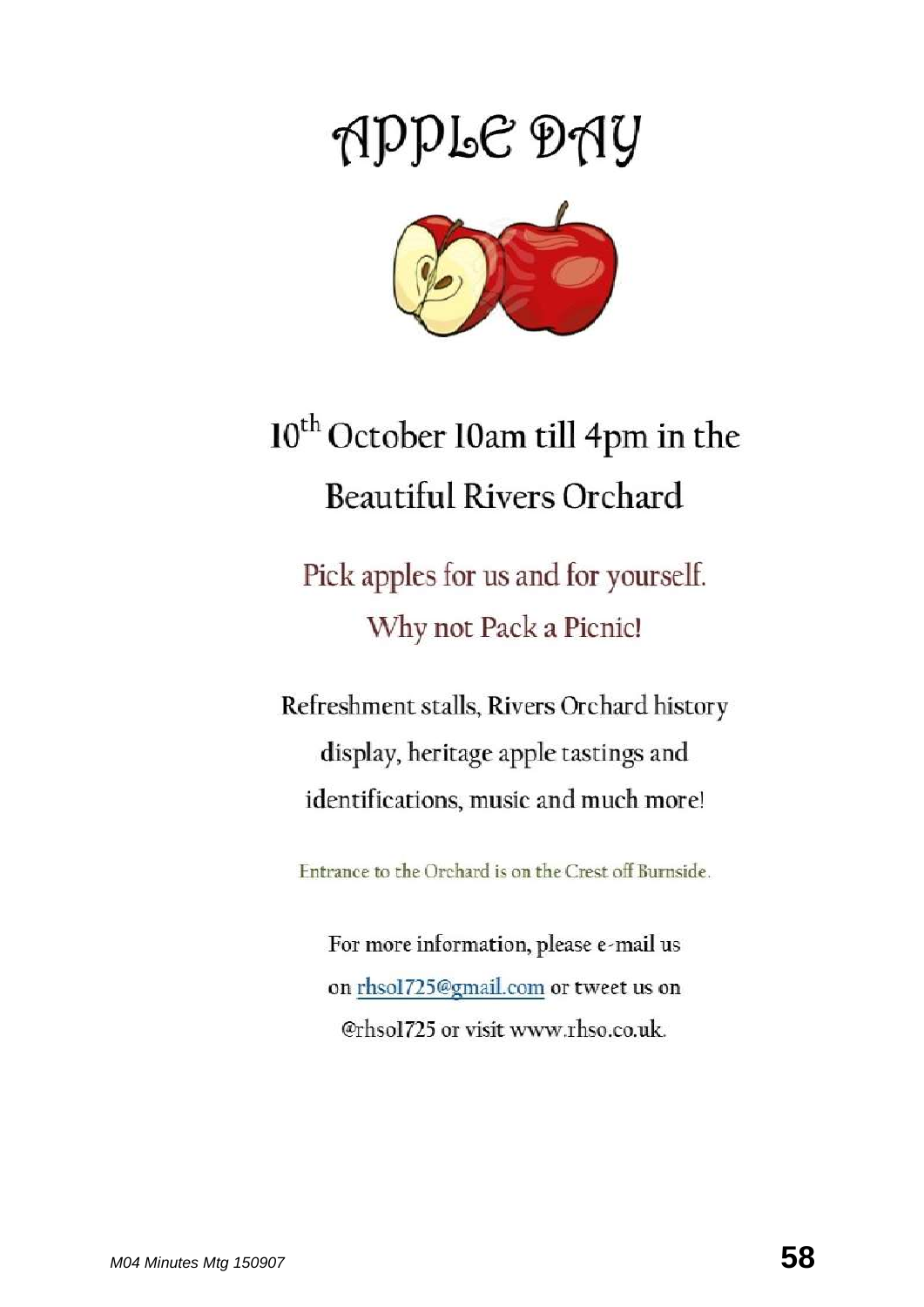# APPLE DAY

## 10th October 10am till 4pm in the Beautiful Rivers Orchard

Pick apples for us and for yourself.
Why not Pack a Picnic!

Refreshment stalls, Rivers Orchard history display, heritage apple tastings and identifications, music and much more!

Entrance to the Orchard is on the Crest off Burnside.

For more information, please e-mail us on rhso1725@gmail.com or tweet us on @rhso1725 or visit www.rhso.co.uk.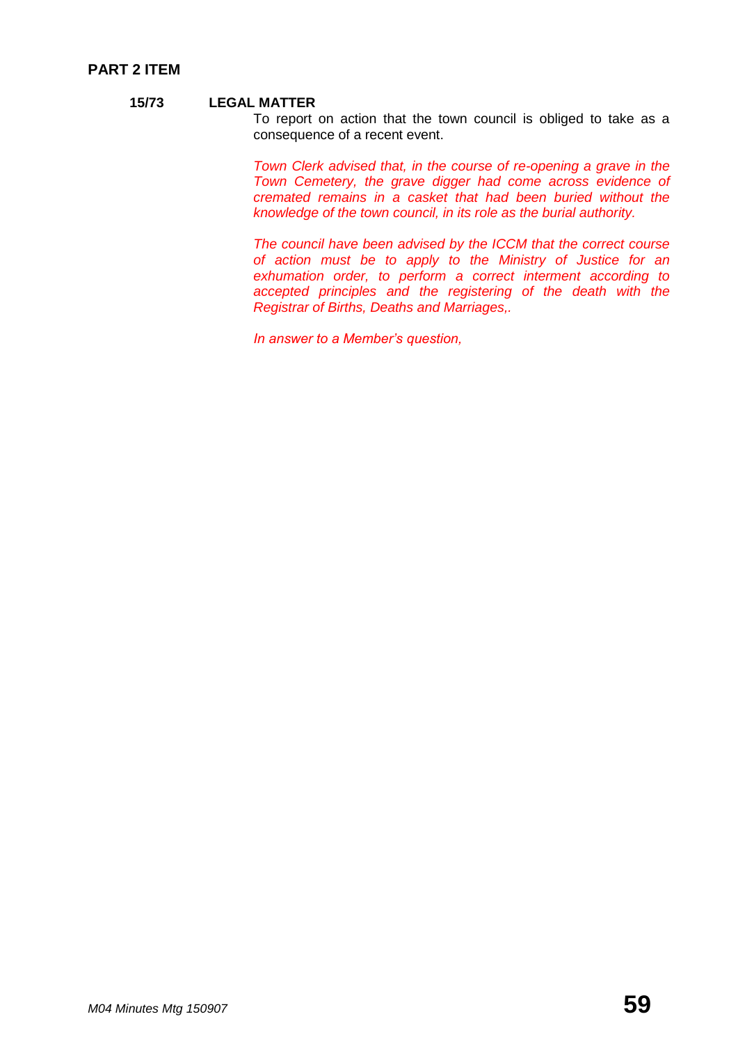## PART 2 ITEM

**15/73 LEGAL MATTER**

To report on action that the town council is obliged to take as a consequence of a recent event.

*Town Clerk advised that, in the course of re-opening a grave in the Town Cemetery, the grave digger had come across evidence of cremated remains in a casket that had been buried without the knowledge of the town council, in its role as the burial authority.*

*The council have been advised by the ICCM that the correct course of action must be to apply to the Ministry of Justice for an exhumation order, to perform a correct interment according to accepted principles and the registering of the death with the Registrar of Births, Deaths and Marriages,.*

*In answer to a Member's question,*